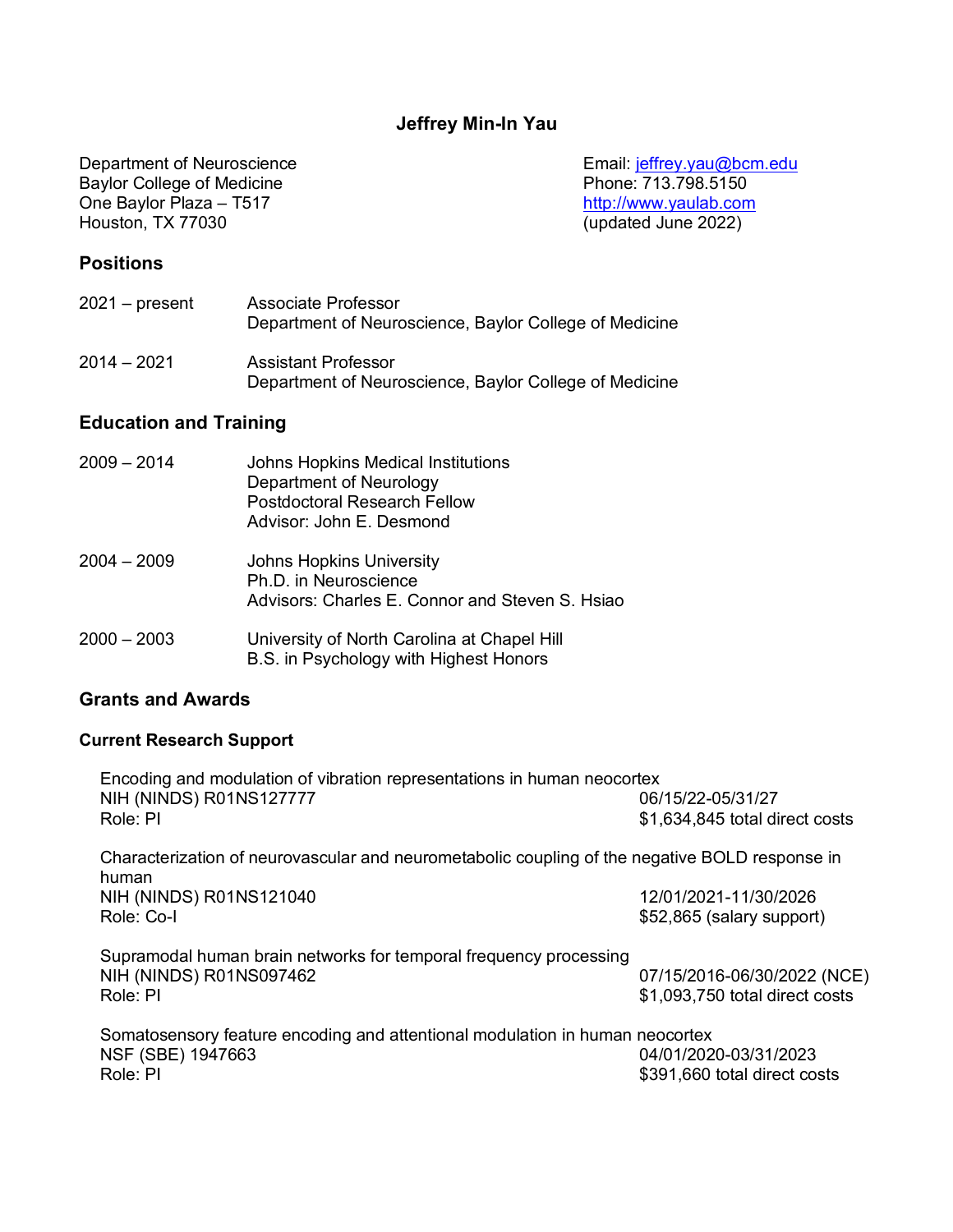# Jeffrey Min-In Yau

Department of Neuroscience
Baylor College of Medicine
One Baylor Plaza – T517
Houston, TX 77030

Email: jeffrey.yau@bcm.edu
Phone: 713.798.5150
http://www.yaulab.com
(updated June 2022)

## Positions

2021 – present Associate Professor
Department of Neuroscience, Baylor College of Medicine

2014 – 2021 Assistant Professor
Department of Neuroscience, Baylor College of Medicine

## Education and Training

2009 – 2014 Johns Hopkins Medical Institutions
Department of Neurology
Postdoctoral Research Fellow
Advisor: John E. Desmond

2004 – 2009 Johns Hopkins University
Ph.D. in Neuroscience
Advisors: Charles E. Connor and Steven S. Hsiao

2000 – 2003 University of North Carolina at Chapel Hill
B.S. in Psychology with Highest Honors

## Grants and Awards

### Current Research Support

Encoding and modulation of vibration representations in human neocortex
NIH (NINDS) R01NS127777 — 06/15/22-05/31/27
Role: PI — $1,634,845 total direct costs

Characterization of neurovascular and neurometabolic coupling of the negative BOLD response in human
NIH (NINDS) R01NS121040 — 12/01/2021-11/30/2026
Role: Co-I — $52,865 (salary support)

Supramodal human brain networks for temporal frequency processing
NIH (NINDS) R01NS097462 — 07/15/2016-06/30/2022 (NCE)
Role: PI — $1,093,750 total direct costs

Somatosensory feature encoding and attentional modulation in human neocortex
NSF (SBE) 1947663 — 04/01/2020-03/31/2023
Role: PI — $391,660 total direct costs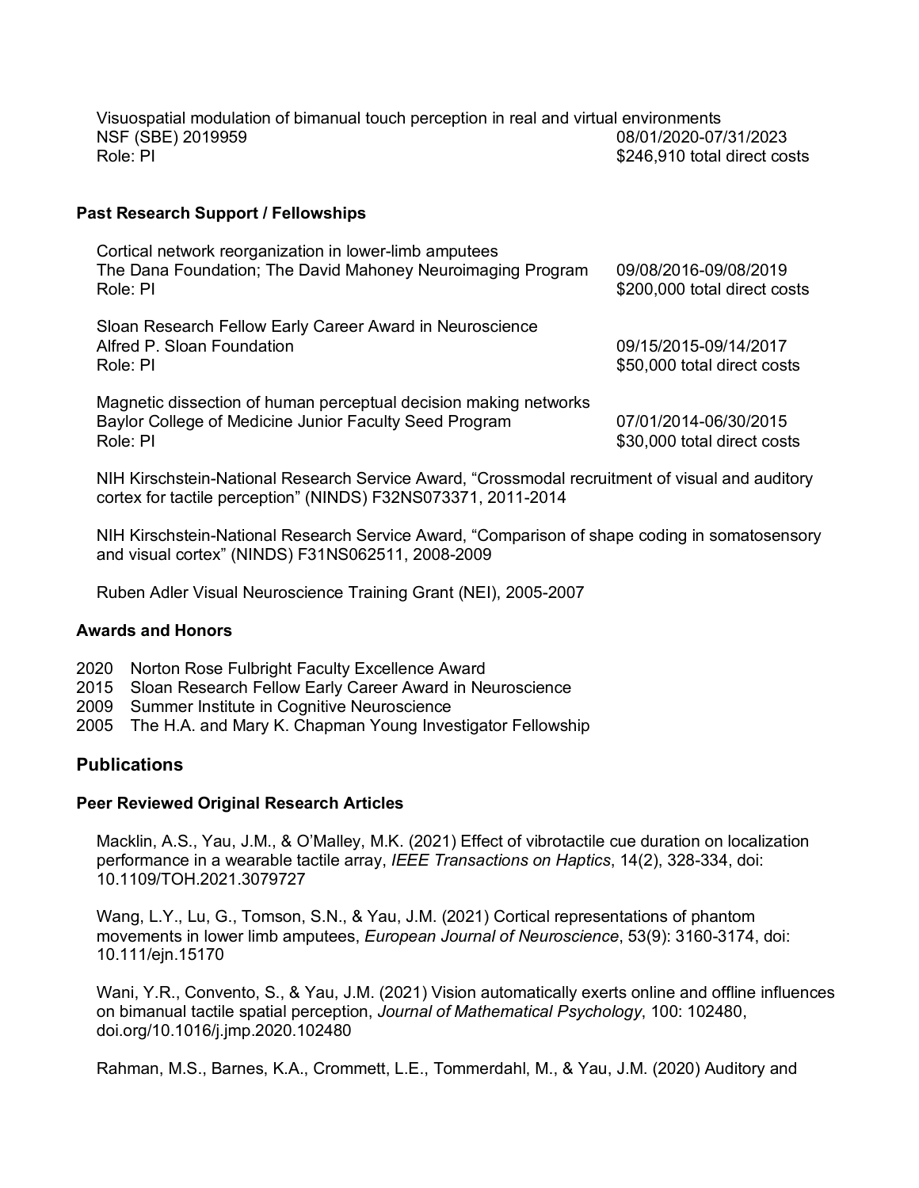Visuospatial modulation of bimanual touch perception in real and virtual environments
NSF (SBE) 2019959 — 08/01/2020-07/31/2023
Role: PI — $246,910 total direct costs

### Past Research Support / Fellowships

Cortical network reorganization in lower-limb amputees
The Dana Foundation; The David Mahoney Neuroimaging Program — 09/08/2016-09/08/2019
Role: PI — $200,000 total direct costs

Sloan Research Fellow Early Career Award in Neuroscience
Alfred P. Sloan Foundation — 09/15/2015-09/14/2017
Role: PI — $50,000 total direct costs

Magnetic dissection of human perceptual decision making networks
Baylor College of Medicine Junior Faculty Seed Program — 07/01/2014-06/30/2015
Role: PI — $30,000 total direct costs

NIH Kirschstein-National Research Service Award, "Crossmodal recruitment of visual and auditory cortex for tactile perception" (NINDS) F32NS073371, 2011-2014

NIH Kirschstein-National Research Service Award, "Comparison of shape coding in somatosensory and visual cortex" (NINDS) F31NS062511, 2008-2009

Ruben Adler Visual Neuroscience Training Grant (NEI), 2005-2007

### Awards and Honors

2020 Norton Rose Fulbright Faculty Excellence Award
2015 Sloan Research Fellow Early Career Award in Neuroscience
2009 Summer Institute in Cognitive Neuroscience
2005 The H.A. and Mary K. Chapman Young Investigator Fellowship

## Publications

### Peer Reviewed Original Research Articles

Macklin, A.S., Yau, J.M., & O'Malley, M.K. (2021) Effect of vibrotactile cue duration on localization performance in a wearable tactile array, *IEEE Transactions on Haptics*, 14(2), 328-334, doi: 10.1109/TOH.2021.3079727

Wang, L.Y., Lu, G., Tomson, S.N., & Yau, J.M. (2021) Cortical representations of phantom movements in lower limb amputees, *European Journal of Neuroscience*, 53(9): 3160-3174, doi: 10.111/ejn.15170

Wani, Y.R., Convento, S., & Yau, J.M. (2021) Vision automatically exerts online and offline influences on bimanual tactile spatial perception, *Journal of Mathematical Psychology*, 100: 102480, doi.org/10.1016/j.jmp.2020.102480

Rahman, M.S., Barnes, K.A., Crommett, L.E., Tommerdahl, M., & Yau, J.M. (2020) Auditory and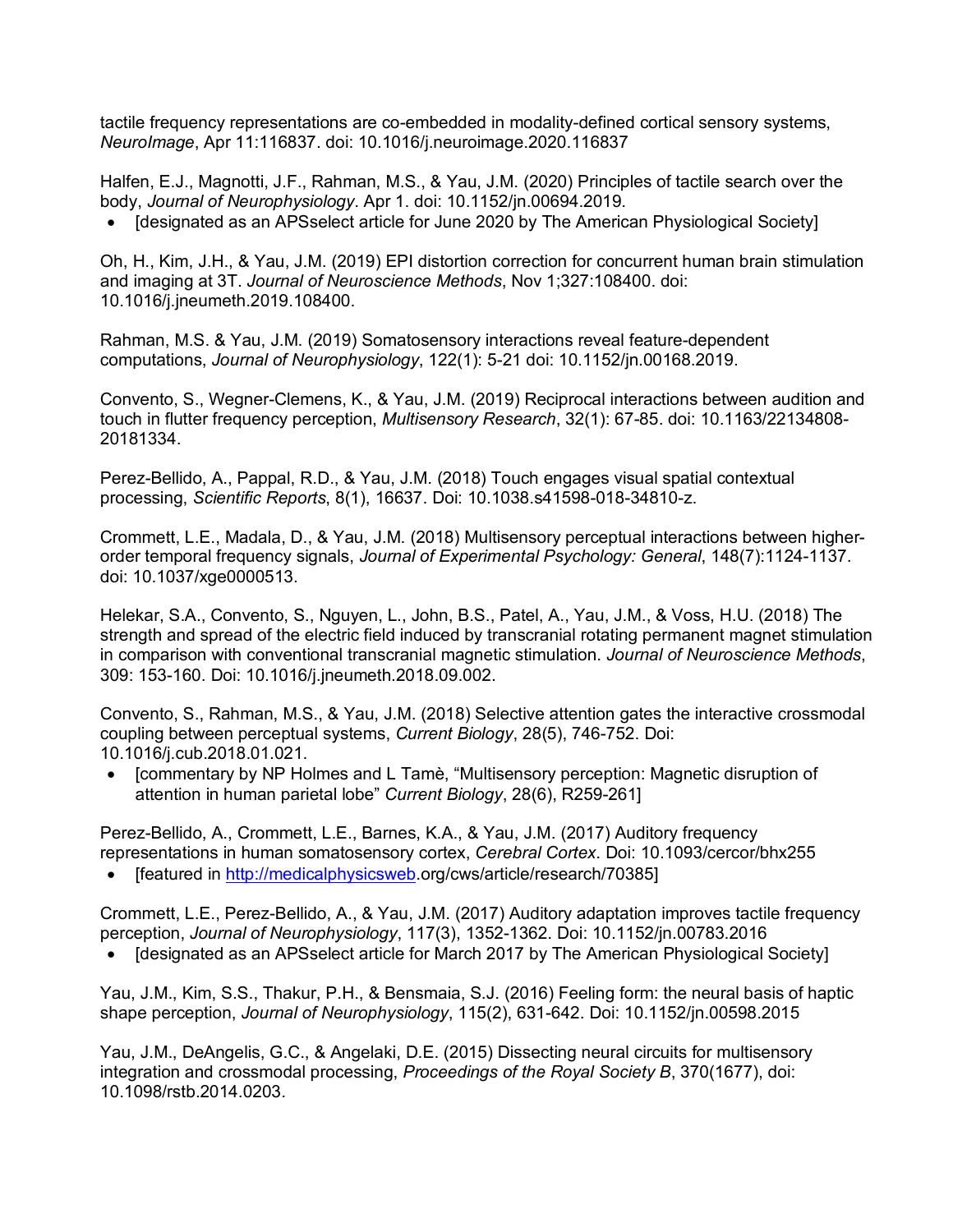tactile frequency representations are co-embedded in modality-defined cortical sensory systems, *NeuroImage*, Apr 11:116837. doi: 10.1016/j.neuroimage.2020.116837

Halfen, E.J., Magnotti, J.F., Rahman, M.S., & Yau, J.M. (2020) Principles of tactile search over the body, *Journal of Neurophysiology*. Apr 1. doi: 10.1152/jn.00694.2019.

- [designated as an APSselect article for June 2020 by The American Physiological Society]

Oh, H., Kim, J.H., & Yau, J.M. (2019) EPI distortion correction for concurrent human brain stimulation and imaging at 3T. *Journal of Neuroscience Methods*, Nov 1;327:108400. doi: 10.1016/j.jneumeth.2019.108400.

Rahman, M.S. & Yau, J.M. (2019) Somatosensory interactions reveal feature-dependent computations, *Journal of Neurophysiology*, 122(1): 5-21 doi: 10.1152/jn.00168.2019.

Convento, S., Wegner-Clemens, K., & Yau, J.M. (2019) Reciprocal interactions between audition and touch in flutter frequency perception, *Multisensory Research*, 32(1): 67-85. doi: 10.1163/22134808-20181334.

Perez-Bellido, A., Pappal, R.D., & Yau, J.M. (2018) Touch engages visual spatial contextual processing, *Scientific Reports*, 8(1), 16637. Doi: 10.1038.s41598-018-34810-z.

Crommett, L.E., Madala, D., & Yau, J.M. (2018) Multisensory perceptual interactions between higher-order temporal frequency signals, *Journal of Experimental Psychology: General*, 148(7):1124-1137. doi: 10.1037/xge0000513.

Helekar, S.A., Convento, S., Nguyen, L., John, B.S., Patel, A., Yau, J.M., & Voss, H.U. (2018) The strength and spread of the electric field induced by transcranial rotating permanent magnet stimulation in comparison with conventional transcranial magnetic stimulation. *Journal of Neuroscience Methods*, 309: 153-160. Doi: 10.1016/j.jneumeth.2018.09.002.

Convento, S., Rahman, M.S., & Yau, J.M. (2018) Selective attention gates the interactive crossmodal coupling between perceptual systems, *Current Biology*, 28(5), 746-752. Doi: 10.1016/j.cub.2018.01.021.

- [commentary by NP Holmes and L Tamè, “Multisensory perception: Magnetic disruption of attention in human parietal lobe” *Current Biology*, 28(6), R259-261]

Perez-Bellido, A., Crommett, L.E., Barnes, K.A., & Yau, J.M. (2017) Auditory frequency representations in human somatosensory cortex, *Cerebral Cortex*. Doi: 10.1093/cercor/bhx255

- [featured in http://medicalphysicsweb.org/cws/article/research/70385]

Crommett, L.E., Perez-Bellido, A., & Yau, J.M. (2017) Auditory adaptation improves tactile frequency perception, *Journal of Neurophysiology*, 117(3), 1352-1362. Doi: 10.1152/jn.00783.2016

- [designated as an APSselect article for March 2017 by The American Physiological Society]

Yau, J.M., Kim, S.S., Thakur, P.H., & Bensmaia, S.J. (2016) Feeling form: the neural basis of haptic shape perception, *Journal of Neurophysiology*, 115(2), 631-642. Doi: 10.1152/jn.00598.2015

Yau, J.M., DeAngelis, G.C., & Angelaki, D.E. (2015) Dissecting neural circuits for multisensory integration and crossmodal processing, *Proceedings of the Royal Society B*, 370(1677), doi: 10.1098/rstb.2014.0203.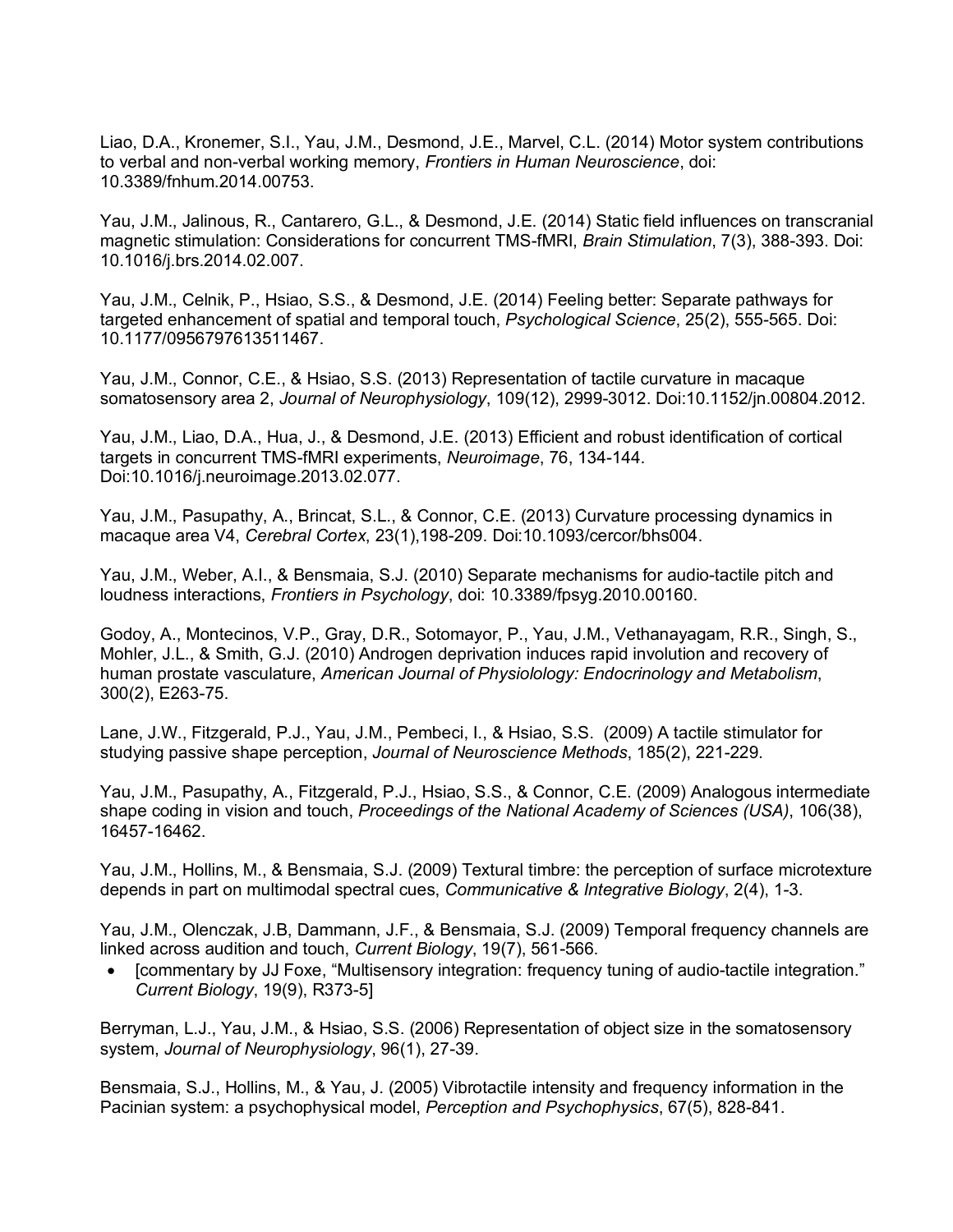Liao, D.A., Kronemer, S.I., Yau, J.M., Desmond, J.E., Marvel, C.L. (2014) Motor system contributions to verbal and non-verbal working memory, *Frontiers in Human Neuroscience*, doi: 10.3389/fnhum.2014.00753.

Yau, J.M., Jalinous, R., Cantarero, G.L., & Desmond, J.E. (2014) Static field influences on transcranial magnetic stimulation: Considerations for concurrent TMS-fMRI, *Brain Stimulation*, 7(3), 388-393. Doi: 10.1016/j.brs.2014.02.007.

Yau, J.M., Celnik, P., Hsiao, S.S., & Desmond, J.E. (2014) Feeling better: Separate pathways for targeted enhancement of spatial and temporal touch, *Psychological Science*, 25(2), 555-565. Doi: 10.1177/0956797613511467.

Yau, J.M., Connor, C.E., & Hsiao, S.S. (2013) Representation of tactile curvature in macaque somatosensory area 2, *Journal of Neurophysiology*, 109(12), 2999-3012. Doi:10.1152/jn.00804.2012.

Yau, J.M., Liao, D.A., Hua, J., & Desmond, J.E. (2013) Efficient and robust identification of cortical targets in concurrent TMS-fMRI experiments, *Neuroimage*, 76, 134-144. Doi:10.1016/j.neuroimage.2013.02.077.

Yau, J.M., Pasupathy, A., Brincat, S.L., & Connor, C.E. (2013) Curvature processing dynamics in macaque area V4, *Cerebral Cortex*, 23(1),198-209. Doi:10.1093/cercor/bhs004.

Yau, J.M., Weber, A.I., & Bensmaia, S.J. (2010) Separate mechanisms for audio-tactile pitch and loudness interactions, *Frontiers in Psychology*, doi: 10.3389/fpsyg.2010.00160.

Godoy, A., Montecinos, V.P., Gray, D.R., Sotomayor, P., Yau, J.M., Vethanayagam, R.R., Singh, S., Mohler, J.L., & Smith, G.J. (2010) Androgen deprivation induces rapid involution and recovery of human prostate vasculature, *American Journal of Physiolology: Endocrinology and Metabolism*, 300(2), E263-75.

Lane, J.W., Fitzgerald, P.J., Yau, J.M., Pembeci, I., & Hsiao, S.S. (2009) A tactile stimulator for studying passive shape perception, *Journal of Neuroscience Methods*, 185(2), 221-229.

Yau, J.M., Pasupathy, A., Fitzgerald, P.J., Hsiao, S.S., & Connor, C.E. (2009) Analogous intermediate shape coding in vision and touch, *Proceedings of the National Academy of Sciences (USA)*, 106(38), 16457-16462.

Yau, J.M., Hollins, M., & Bensmaia, S.J. (2009) Textural timbre: the perception of surface microtexture depends in part on multimodal spectral cues, *Communicative & Integrative Biology*, 2(4), 1-3.

Yau, J.M., Olenczak, J.B, Dammann, J.F., & Bensmaia, S.J. (2009) Temporal frequency channels are linked across audition and touch, *Current Biology*, 19(7), 561-566.

- [commentary by JJ Foxe, "Multisensory integration: frequency tuning of audio-tactile integration." *Current Biology*, 19(9), R373-5]

Berryman, L.J., Yau, J.M., & Hsiao, S.S. (2006) Representation of object size in the somatosensory system, *Journal of Neurophysiology*, 96(1), 27-39.

Bensmaia, S.J., Hollins, M., & Yau, J. (2005) Vibrotactile intensity and frequency information in the Pacinian system: a psychophysical model, *Perception and Psychophysics*, 67(5), 828-841.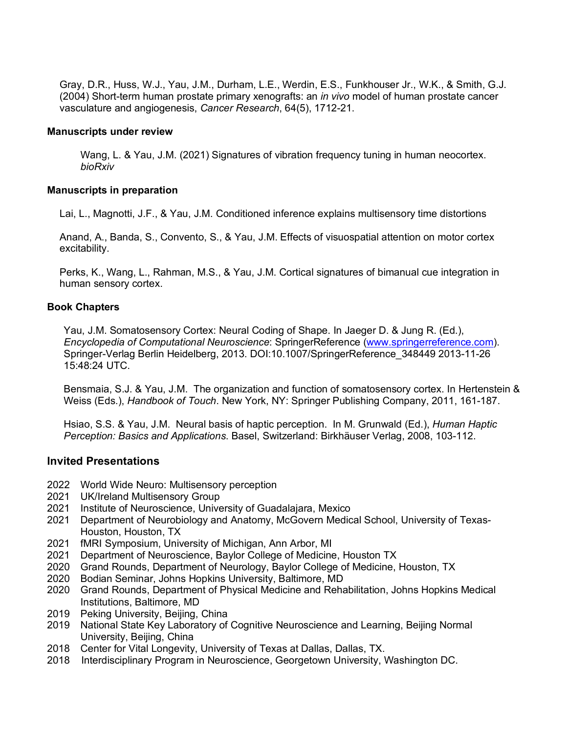Gray, D.R., Huss, W.J., Yau, J.M., Durham, L.E., Werdin, E.S., Funkhouser Jr., W.K., & Smith, G.J. (2004) Short-term human prostate primary xenografts: an *in vivo* model of human prostate cancer vasculature and angiogenesis, *Cancer Research*, 64(5), 1712-21.

**Manuscripts under review**

Wang, L. & Yau, J.M. (2021) Signatures of vibration frequency tuning in human neocortex. *bioRxiv*

**Manuscripts in preparation**

Lai, L., Magnotti, J.F., & Yau, J.M. Conditioned inference explains multisensory time distortions

Anand, A., Banda, S., Convento, S., & Yau, J.M. Effects of visuospatial attention on motor cortex excitability.

Perks, K., Wang, L., Rahman, M.S., & Yau, J.M. Cortical signatures of bimanual cue integration in human sensory cortex.

**Book Chapters**

Yau, J.M. Somatosensory Cortex: Neural Coding of Shape. In Jaeger D. & Jung R. (Ed.), *Encyclopedia of Computational Neuroscience*: SpringerReference (www.springerreference.com). Springer-Verlag Berlin Heidelberg, 2013. DOI:10.1007/SpringerReference_348449 2013-11-26 15:48:24 UTC.

Bensmaia, S.J. & Yau, J.M. The organization and function of somatosensory cortex. In Hertenstein & Weiss (Eds.), *Handbook of Touch*. New York, NY: Springer Publishing Company, 2011, 161-187.

Hsiao, S.S. & Yau, J.M. Neural basis of haptic perception. In M. Grunwald (Ed.), *Human Haptic Perception: Basics and Applications*. Basel, Switzerland: Birkhäuser Verlag, 2008, 103-112.

## Invited Presentations

- 2022 World Wide Neuro: Multisensory perception
- 2021 UK/Ireland Multisensory Group
- 2021 Institute of Neuroscience, University of Guadalajara, Mexico
- 2021 Department of Neurobiology and Anatomy, McGovern Medical School, University of Texas-Houston, Houston, TX
- 2021 fMRI Symposium, University of Michigan, Ann Arbor, MI
- 2021 Department of Neuroscience, Baylor College of Medicine, Houston TX
- 2020 Grand Rounds, Department of Neurology, Baylor College of Medicine, Houston, TX
- 2020 Bodian Seminar, Johns Hopkins University, Baltimore, MD
- 2020 Grand Rounds, Department of Physical Medicine and Rehabilitation, Johns Hopkins Medical Institutions, Baltimore, MD
- 2019 Peking University, Beijing, China
- 2019 National State Key Laboratory of Cognitive Neuroscience and Learning, Beijing Normal University, Beijing, China
- 2018 Center for Vital Longevity, University of Texas at Dallas, Dallas, TX.
- 2018 Interdisciplinary Program in Neuroscience, Georgetown University, Washington DC.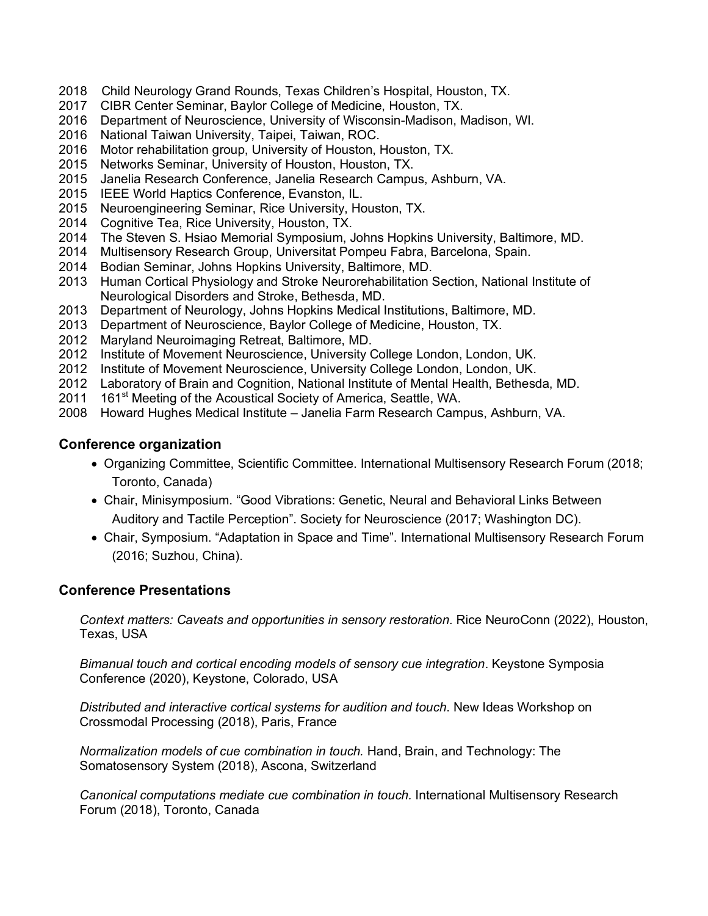2018 Child Neurology Grand Rounds, Texas Children's Hospital, Houston, TX.
2017 CIBR Center Seminar, Baylor College of Medicine, Houston, TX.
2016 Department of Neuroscience, University of Wisconsin-Madison, Madison, WI.
2016 National Taiwan University, Taipei, Taiwan, ROC.
2016 Motor rehabilitation group, University of Houston, Houston, TX.
2015 Networks Seminar, University of Houston, Houston, TX.
2015 Janelia Research Conference, Janelia Research Campus, Ashburn, VA.
2015 IEEE World Haptics Conference, Evanston, IL.
2015 Neuroengineering Seminar, Rice University, Houston, TX.
2014 Cognitive Tea, Rice University, Houston, TX.
2014 The Steven S. Hsiao Memorial Symposium, Johns Hopkins University, Baltimore, MD.
2014 Multisensory Research Group, Universitat Pompeu Fabra, Barcelona, Spain.
2014 Bodian Seminar, Johns Hopkins University, Baltimore, MD.
2013 Human Cortical Physiology and Stroke Neurorehabilitation Section, National Institute of Neurological Disorders and Stroke, Bethesda, MD.
2013 Department of Neurology, Johns Hopkins Medical Institutions, Baltimore, MD.
2013 Department of Neuroscience, Baylor College of Medicine, Houston, TX.
2012 Maryland Neuroimaging Retreat, Baltimore, MD.
2012 Institute of Movement Neuroscience, University College London, London, UK.
2012 Institute of Movement Neuroscience, University College London, London, UK.
2012 Laboratory of Brain and Cognition, National Institute of Mental Health, Bethesda, MD.
2011 161st Meeting of the Acoustical Society of America, Seattle, WA.
2008 Howard Hughes Medical Institute – Janelia Farm Research Campus, Ashburn, VA.

## Conference organization

- Organizing Committee, Scientific Committee. International Multisensory Research Forum (2018; Toronto, Canada)
- Chair, Minisymposium. "Good Vibrations: Genetic, Neural and Behavioral Links Between Auditory and Tactile Perception". Society for Neuroscience (2017; Washington DC).
- Chair, Symposium. "Adaptation in Space and Time". International Multisensory Research Forum (2016; Suzhou, China).

## Conference Presentations

*Context matters: Caveats and opportunities in sensory restoration.* Rice NeuroConn (2022), Houston, Texas, USA

*Bimanual touch and cortical encoding models of sensory cue integration*. Keystone Symposia Conference (2020), Keystone, Colorado, USA

*Distributed and interactive cortical systems for audition and touch*. New Ideas Workshop on Crossmodal Processing (2018), Paris, France

*Normalization models of cue combination in touch.* Hand, Brain, and Technology: The Somatosensory System (2018), Ascona, Switzerland

*Canonical computations mediate cue combination in touch.* International Multisensory Research Forum (2018), Toronto, Canada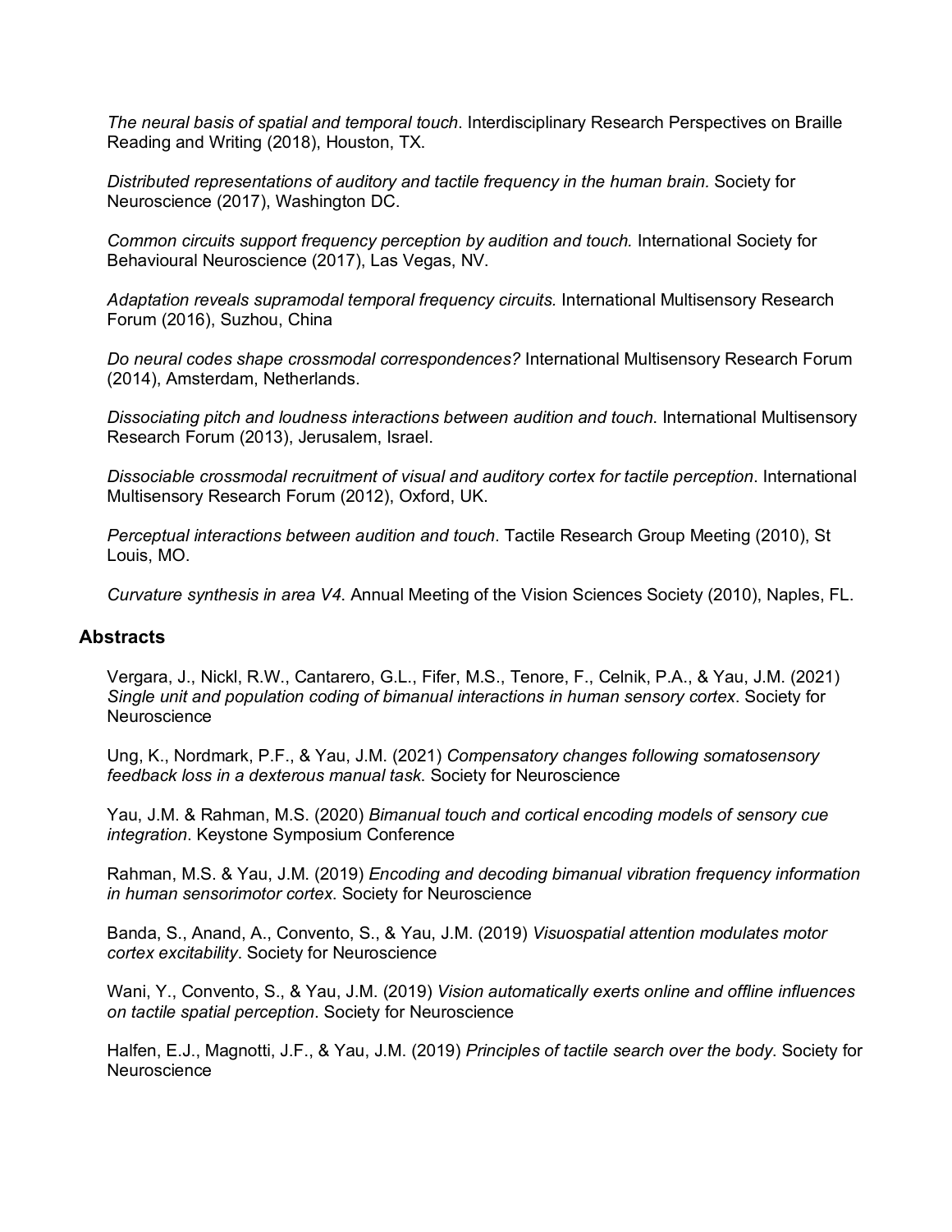*The neural basis of spatial and temporal touch*. Interdisciplinary Research Perspectives on Braille Reading and Writing (2018), Houston, TX.

*Distributed representations of auditory and tactile frequency in the human brain.* Society for Neuroscience (2017), Washington DC.

*Common circuits support frequency perception by audition and touch.* International Society for Behavioural Neuroscience (2017), Las Vegas, NV.

*Adaptation reveals supramodal temporal frequency circuits.* International Multisensory Research Forum (2016), Suzhou, China

*Do neural codes shape crossmodal correspondences?* International Multisensory Research Forum (2014), Amsterdam, Netherlands.

*Dissociating pitch and loudness interactions between audition and touch.* International Multisensory Research Forum (2013), Jerusalem, Israel.

*Dissociable crossmodal recruitment of visual and auditory cortex for tactile perception*. International Multisensory Research Forum (2012), Oxford, UK.

*Perceptual interactions between audition and touch*. Tactile Research Group Meeting (2010), St Louis, MO.

*Curvature synthesis in area V4*. Annual Meeting of the Vision Sciences Society (2010), Naples, FL.

## Abstracts

Vergara, J., Nickl, R.W., Cantarero, G.L., Fifer, M.S., Tenore, F., Celnik, P.A., & Yau, J.M. (2021) *Single unit and population coding of bimanual interactions in human sensory cortex*. Society for Neuroscience

Ung, K., Nordmark, P.F., & Yau, J.M. (2021) *Compensatory changes following somatosensory feedback loss in a dexterous manual task*. Society for Neuroscience

Yau, J.M. & Rahman, M.S. (2020) *Bimanual touch and cortical encoding models of sensory cue integration*. Keystone Symposium Conference

Rahman, M.S. & Yau, J.M. (2019) *Encoding and decoding bimanual vibration frequency information in human sensorimotor cortex.* Society for Neuroscience

Banda, S., Anand, A., Convento, S., & Yau, J.M. (2019) *Visuospatial attention modulates motor cortex excitability*. Society for Neuroscience

Wani, Y., Convento, S., & Yau, J.M. (2019) *Vision automatically exerts online and offline influences on tactile spatial perception*. Society for Neuroscience

Halfen, E.J., Magnotti, J.F., & Yau, J.M. (2019) *Principles of tactile search over the body*. Society for Neuroscience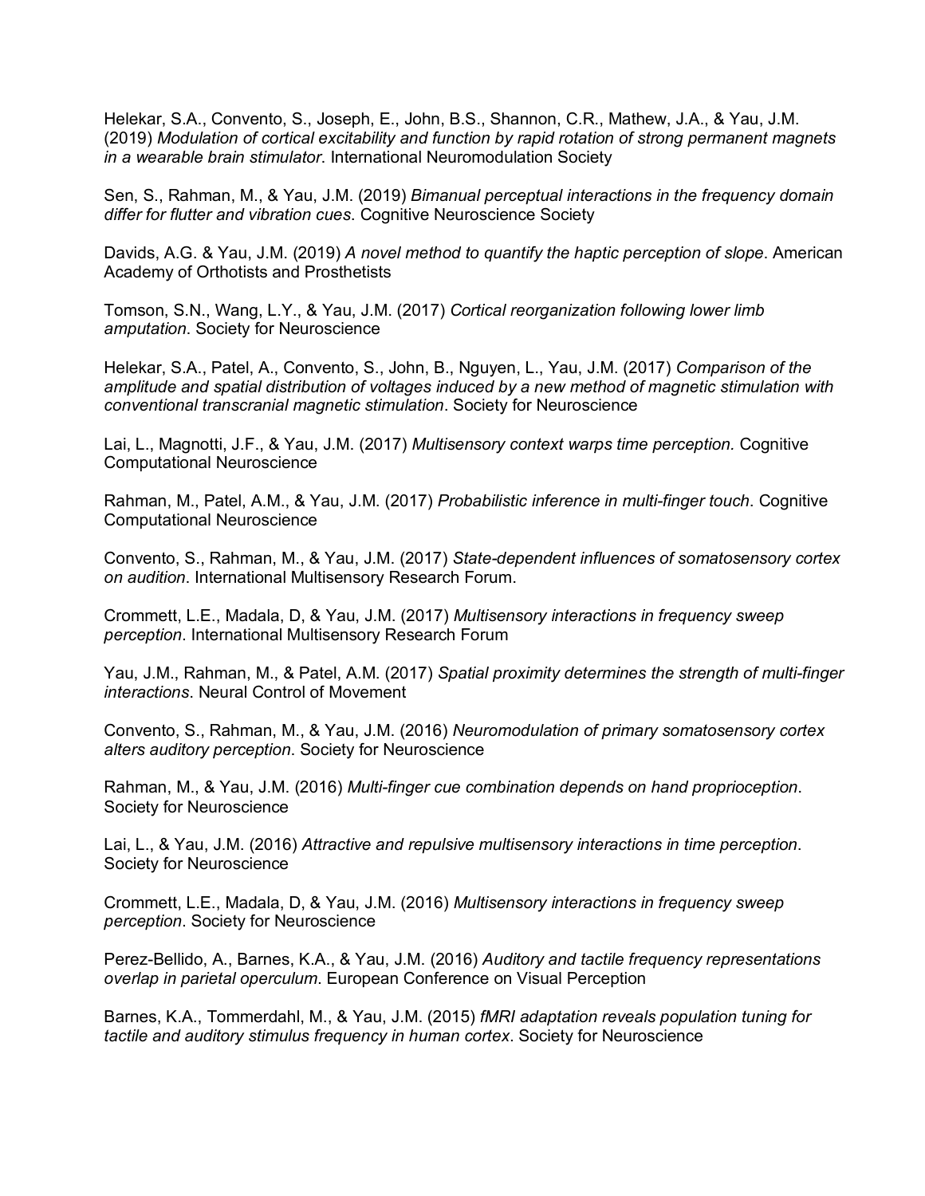Helekar, S.A., Convento, S., Joseph, E., John, B.S., Shannon, C.R., Mathew, J.A., & Yau, J.M. (2019) *Modulation of cortical excitability and function by rapid rotation of strong permanent magnets in a wearable brain stimulator*. International Neuromodulation Society

Sen, S., Rahman, M., & Yau, J.M. (2019) *Bimanual perceptual interactions in the frequency domain differ for flutter and vibration cues*. Cognitive Neuroscience Society

Davids, A.G. & Yau, J.M. (2019) *A novel method to quantify the haptic perception of slope*. American Academy of Orthotists and Prosthetists

Tomson, S.N., Wang, L.Y., & Yau, J.M. (2017) *Cortical reorganization following lower limb amputation*. Society for Neuroscience

Helekar, S.A., Patel, A., Convento, S., John, B., Nguyen, L., Yau, J.M. (2017) *Comparison of the amplitude and spatial distribution of voltages induced by a new method of magnetic stimulation with conventional transcranial magnetic stimulation*. Society for Neuroscience

Lai, L., Magnotti, J.F., & Yau, J.M. (2017) *Multisensory context warps time perception.* Cognitive Computational Neuroscience

Rahman, M., Patel, A.M., & Yau, J.M. (2017) *Probabilistic inference in multi-finger touch*. Cognitive Computational Neuroscience

Convento, S., Rahman, M., & Yau, J.M. (2017) *State-dependent influences of somatosensory cortex on audition*. International Multisensory Research Forum.

Crommett, L.E., Madala, D, & Yau, J.M. (2017) *Multisensory interactions in frequency sweep perception*. International Multisensory Research Forum

Yau, J.M., Rahman, M., & Patel, A.M. (2017) *Spatial proximity determines the strength of multi-finger interactions*. Neural Control of Movement

Convento, S., Rahman, M., & Yau, J.M. (2016) *Neuromodulation of primary somatosensory cortex alters auditory perception*. Society for Neuroscience

Rahman, M., & Yau, J.M. (2016) *Multi-finger cue combination depends on hand proprioception*. Society for Neuroscience

Lai, L., & Yau, J.M. (2016) *Attractive and repulsive multisensory interactions in time perception*. Society for Neuroscience

Crommett, L.E., Madala, D, & Yau, J.M. (2016) *Multisensory interactions in frequency sweep perception*. Society for Neuroscience

Perez-Bellido, A., Barnes, K.A., & Yau, J.M. (2016) *Auditory and tactile frequency representations overlap in parietal operculum*. European Conference on Visual Perception

Barnes, K.A., Tommerdahl, M., & Yau, J.M. (2015) *fMRI adaptation reveals population tuning for tactile and auditory stimulus frequency in human cortex*. Society for Neuroscience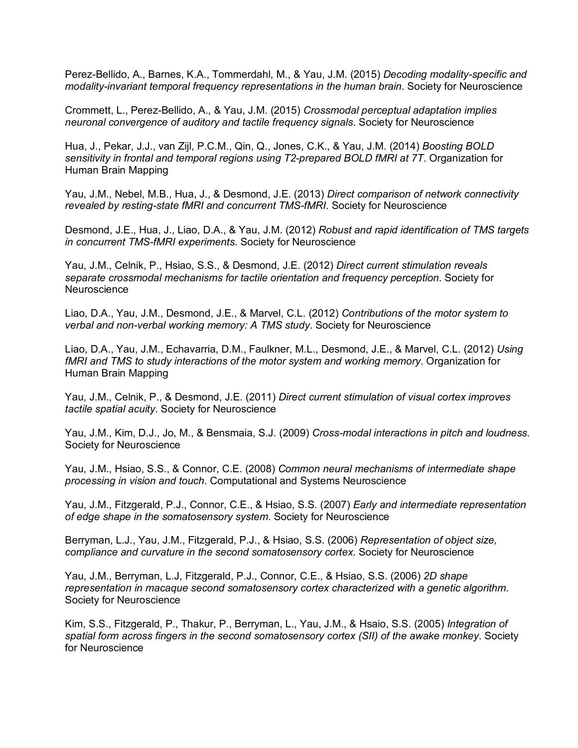Perez-Bellido, A., Barnes, K.A., Tommerdahl, M., & Yau, J.M. (2015) *Decoding modality-specific and modality-invariant temporal frequency representations in the human brain*. Society for Neuroscience

Crommett, L., Perez-Bellido, A., & Yau, J.M. (2015) *Crossmodal perceptual adaptation implies neuronal convergence of auditory and tactile frequency signals*. Society for Neuroscience

Hua, J., Pekar, J.J., van Zijl, P.C.M., Qin, Q., Jones, C.K., & Yau, J.M. (2014) *Boosting BOLD sensitivity in frontal and temporal regions using T2-prepared BOLD fMRI at 7T*. Organization for Human Brain Mapping

Yau, J.M., Nebel, M.B., Hua, J., & Desmond, J.E. (2013) *Direct comparison of network connectivity revealed by resting-state fMRI and concurrent TMS-fMRI*. Society for Neuroscience

Desmond, J.E., Hua, J., Liao, D.A., & Yau, J.M. (2012) *Robust and rapid identification of TMS targets in concurrent TMS-fMRI experiments*. Society for Neuroscience

Yau, J.M., Celnik, P., Hsiao, S.S., & Desmond, J.E. (2012) *Direct current stimulation reveals separate crossmodal mechanisms for tactile orientation and frequency perception*. Society for Neuroscience

Liao, D.A., Yau, J.M., Desmond, J.E., & Marvel, C.L. (2012) *Contributions of the motor system to verbal and non-verbal working memory: A TMS study*. Society for Neuroscience

Liao, D.A., Yau, J.M., Echavarria, D.M., Faulkner, M.L., Desmond, J.E., & Marvel, C.L. (2012) *Using fMRI and TMS to study interactions of the motor system and working memory*. Organization for Human Brain Mapping

Yau, J.M., Celnik, P., & Desmond, J.E. (2011) *Direct current stimulation of visual cortex improves tactile spatial acuity*. Society for Neuroscience

Yau, J.M., Kim, D.J., Jo, M., & Bensmaia, S.J. (2009) *Cross-modal interactions in pitch and loudness*. Society for Neuroscience

Yau, J.M., Hsiao, S.S., & Connor, C.E. (2008) *Common neural mechanisms of intermediate shape processing in vision and touch*. Computational and Systems Neuroscience

Yau, J.M., Fitzgerald, P.J., Connor, C.E., & Hsiao, S.S. (2007) *Early and intermediate representation of edge shape in the somatosensory system*. Society for Neuroscience

Berryman, L.J., Yau, J.M., Fitzgerald, P.J., & Hsiao, S.S. (2006) *Representation of object size, compliance and curvature in the second somatosensory cortex*. Society for Neuroscience

Yau, J.M., Berryman, L.J, Fitzgerald, P.J., Connor, C.E., & Hsiao, S.S. (2006) *2D shape representation in macaque second somatosensory cortex characterized with a genetic algorithm*. Society for Neuroscience

Kim, S.S., Fitzgerald, P., Thakur, P., Berryman, L., Yau, J.M., & Hsaio, S.S. (2005) *Integration of spatial form across fingers in the second somatosensory cortex (SII) of the awake monkey*. Society for Neuroscience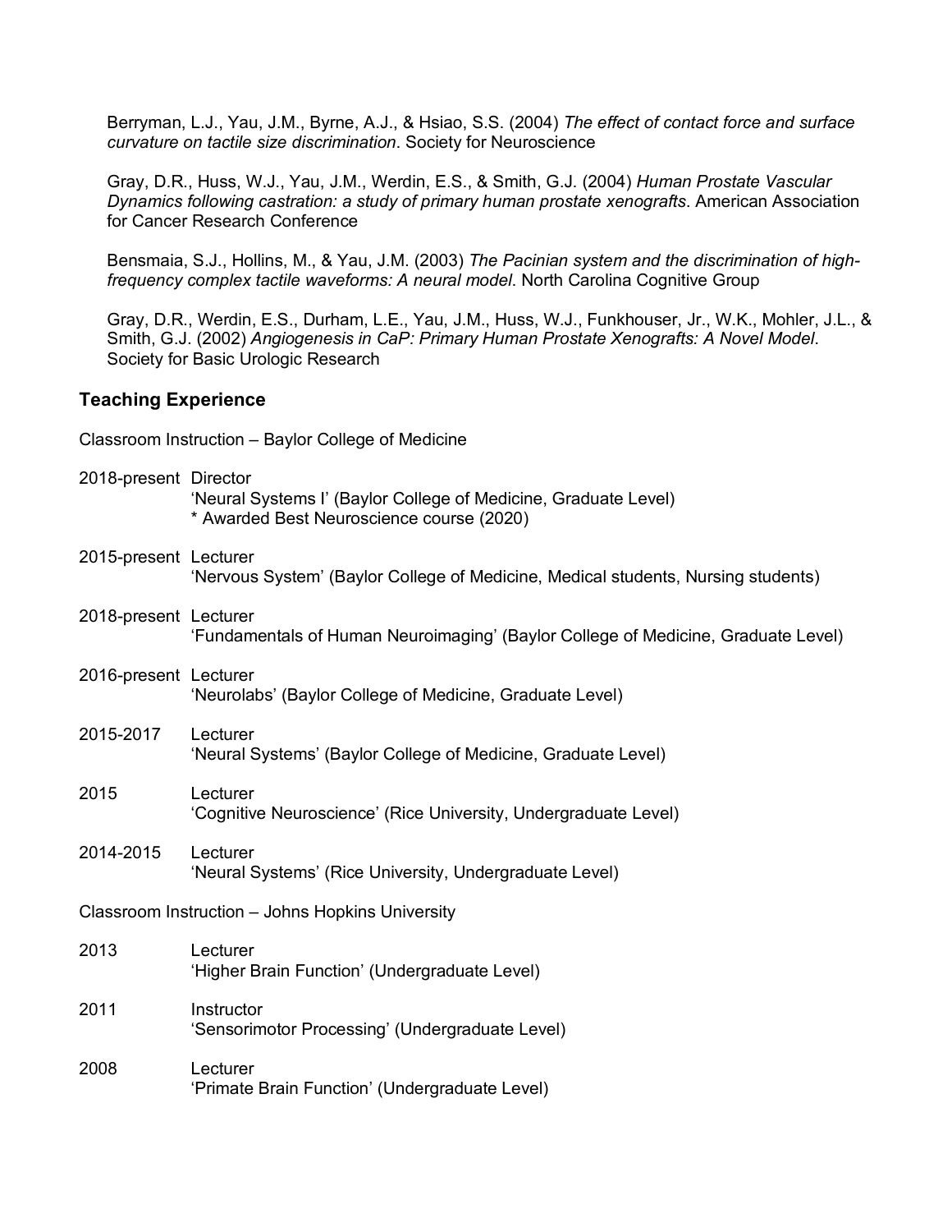Berryman, L.J., Yau, J.M., Byrne, A.J., & Hsiao, S.S. (2004) *The effect of contact force and surface curvature on tactile size discrimination*. Society for Neuroscience

Gray, D.R., Huss, W.J., Yau, J.M., Werdin, E.S., & Smith, G.J. (2004) *Human Prostate Vascular Dynamics following castration: a study of primary human prostate xenografts*. American Association for Cancer Research Conference

Bensmaia, S.J., Hollins, M., & Yau, J.M. (2003) *The Pacinian system and the discrimination of high-frequency complex tactile waveforms: A neural model*. North Carolina Cognitive Group

Gray, D.R., Werdin, E.S., Durham, L.E., Yau, J.M., Huss, W.J., Funkhouser, Jr., W.K., Mohler, J.L., & Smith, G.J. (2002) *Angiogenesis in CaP: Primary Human Prostate Xenografts: A Novel Model*. Society for Basic Urologic Research

## Teaching Experience

Classroom Instruction – Baylor College of Medicine

2018-present Director
'Neural Systems I' (Baylor College of Medicine, Graduate Level)
* Awarded Best Neuroscience course (2020)

2015-present Lecturer
'Nervous System' (Baylor College of Medicine, Medical students, Nursing students)

2018-present Lecturer
'Fundamentals of Human Neuroimaging' (Baylor College of Medicine, Graduate Level)

2016-present Lecturer
'Neurolabs' (Baylor College of Medicine, Graduate Level)

2015-2017 Lecturer
'Neural Systems' (Baylor College of Medicine, Graduate Level)

2015 Lecturer
'Cognitive Neuroscience' (Rice University, Undergraduate Level)

2014-2015 Lecturer
'Neural Systems' (Rice University, Undergraduate Level)

Classroom Instruction – Johns Hopkins University

2013 Lecturer
'Higher Brain Function' (Undergraduate Level)

2011 Instructor
'Sensorimotor Processing' (Undergraduate Level)

2008 Lecturer
'Primate Brain Function' (Undergraduate Level)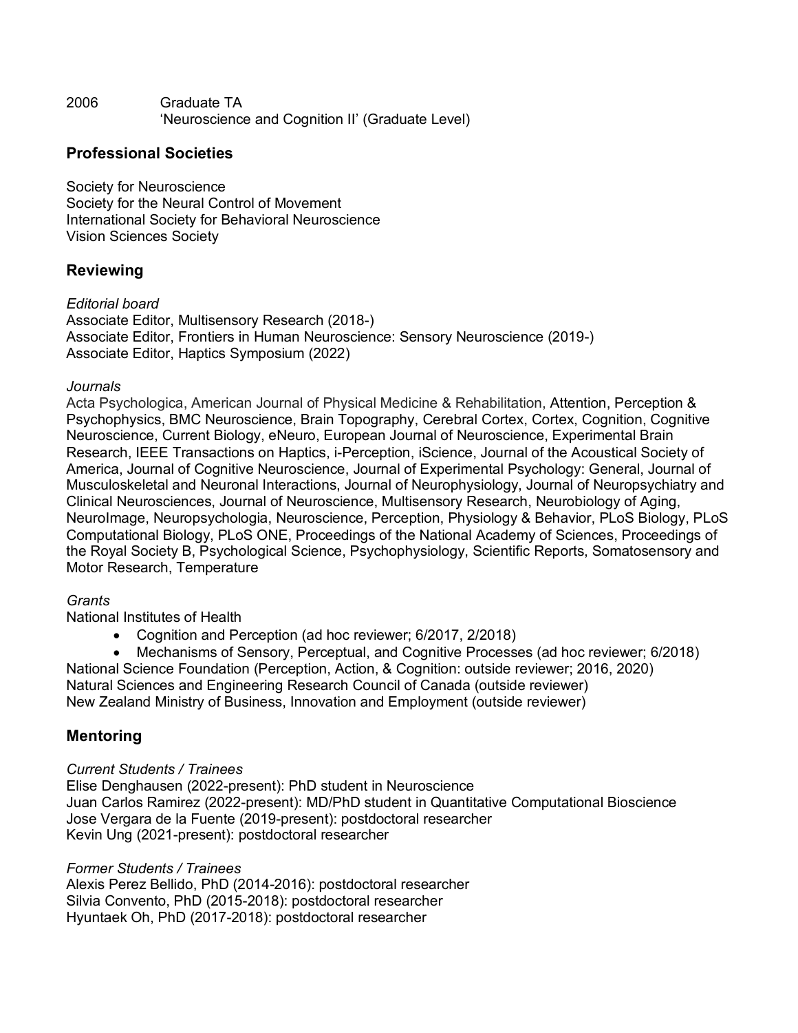2006 Graduate TA
'Neuroscience and Cognition II' (Graduate Level)

## Professional Societies

Society for Neuroscience
Society for the Neural Control of Movement
International Society for Behavioral Neuroscience
Vision Sciences Society

## Reviewing

*Editorial board*
Associate Editor, Multisensory Research (2018-)
Associate Editor, Frontiers in Human Neuroscience: Sensory Neuroscience (2019-)
Associate Editor, Haptics Symposium (2022)

*Journals*
Acta Psychologica, American Journal of Physical Medicine & Rehabilitation, Attention, Perception & Psychophysics, BMC Neuroscience, Brain Topography, Cerebral Cortex, Cortex, Cognition, Cognitive Neuroscience, Current Biology, eNeuro, European Journal of Neuroscience, Experimental Brain Research, IEEE Transactions on Haptics, i-Perception, iScience, Journal of the Acoustical Society of America, Journal of Cognitive Neuroscience, Journal of Experimental Psychology: General, Journal of Musculoskeletal and Neuronal Interactions, Journal of Neurophysiology, Journal of Neuropsychiatry and Clinical Neurosciences, Journal of Neuroscience, Multisensory Research, Neurobiology of Aging, NeuroImage, Neuropsychologia, Neuroscience, Perception, Physiology & Behavior, PLoS Biology, PLoS Computational Biology, PLoS ONE, Proceedings of the National Academy of Sciences, Proceedings of the Royal Society B, Psychological Science, Psychophysiology, Scientific Reports, Somatosensory and Motor Research, Temperature

*Grants*
National Institutes of Health

- Cognition and Perception (ad hoc reviewer; 6/2017, 2/2018)
- Mechanisms of Sensory, Perceptual, and Cognitive Processes (ad hoc reviewer; 6/2018)

National Science Foundation (Perception, Action, & Cognition: outside reviewer; 2016, 2020)
Natural Sciences and Engineering Research Council of Canada (outside reviewer)
New Zealand Ministry of Business, Innovation and Employment (outside reviewer)

## Mentoring

*Current Students / Trainees*
Elise Denghausen (2022-present): PhD student in Neuroscience
Juan Carlos Ramirez (2022-present): MD/PhD student in Quantitative Computational Bioscience
Jose Vergara de la Fuente (2019-present): postdoctoral researcher
Kevin Ung (2021-present): postdoctoral researcher

*Former Students / Trainees*
Alexis Perez Bellido, PhD (2014-2016): postdoctoral researcher
Silvia Convento, PhD (2015-2018): postdoctoral researcher
Hyuntaek Oh, PhD (2017-2018): postdoctoral researcher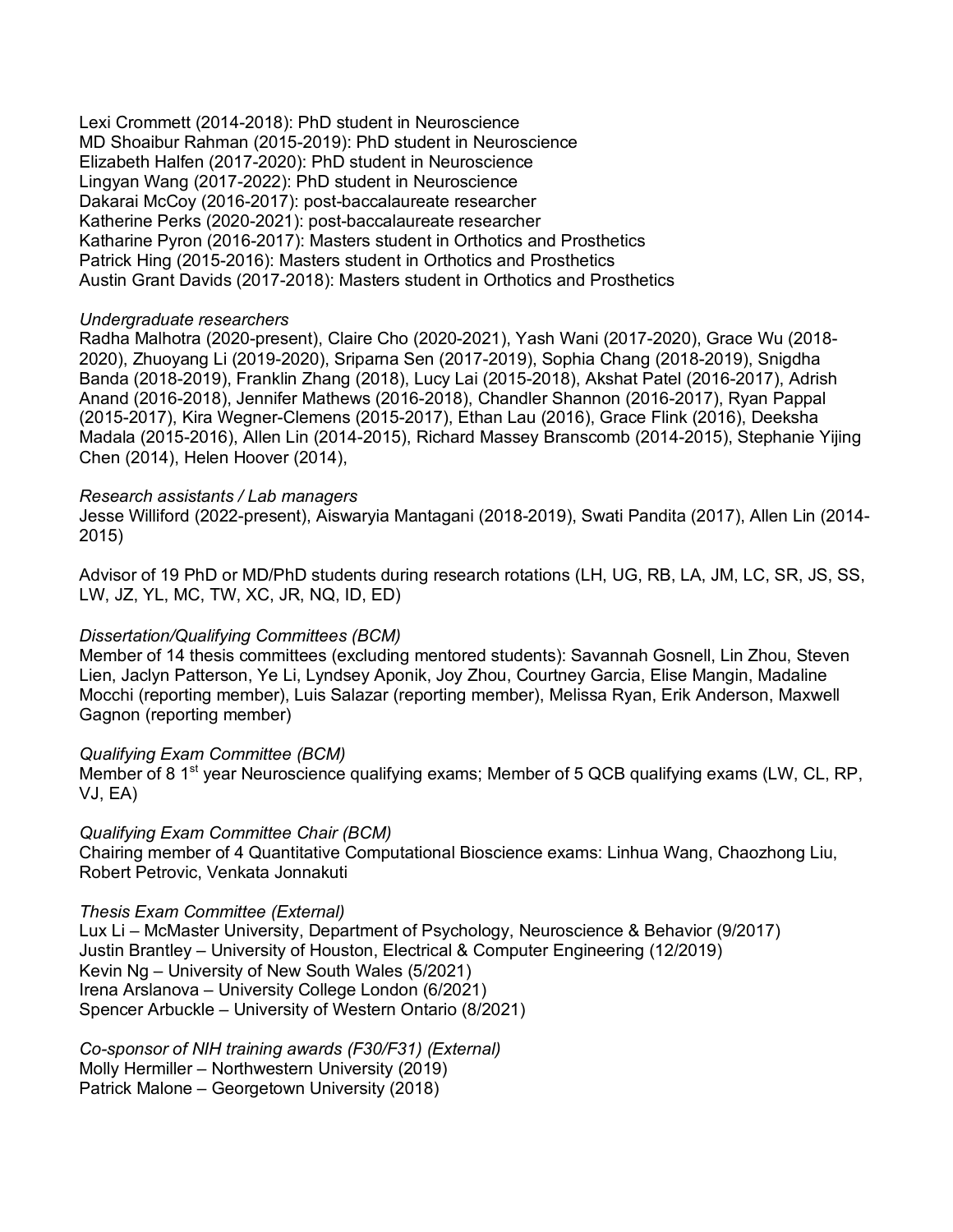Lexi Crommett (2014-2018): PhD student in Neuroscience
MD Shoaibur Rahman (2015-2019): PhD student in Neuroscience
Elizabeth Halfen (2017-2020): PhD student in Neuroscience
Lingyan Wang (2017-2022): PhD student in Neuroscience
Dakarai McCoy (2016-2017): post-baccalaureate researcher
Katherine Perks (2020-2021): post-baccalaureate researcher
Katharine Pyron (2016-2017): Masters student in Orthotics and Prosthetics
Patrick Hing (2015-2016): Masters student in Orthotics and Prosthetics
Austin Grant Davids (2017-2018): Masters student in Orthotics and Prosthetics

*Undergraduate researchers*
Radha Malhotra (2020-present), Claire Cho (2020-2021), Yash Wani (2017-2020), Grace Wu (2018-2020), Zhuoyang Li (2019-2020), Sriparna Sen (2017-2019), Sophia Chang (2018-2019), Snigdha Banda (2018-2019), Franklin Zhang (2018), Lucy Lai (2015-2018), Akshat Patel (2016-2017), Adrish Anand (2016-2018), Jennifer Mathews (2016-2018), Chandler Shannon (2016-2017), Ryan Pappal (2015-2017), Kira Wegner-Clemens (2015-2017), Ethan Lau (2016), Grace Flink (2016), Deeksha Madala (2015-2016), Allen Lin (2014-2015), Richard Massey Branscomb (2014-2015), Stephanie Yijing Chen (2014), Helen Hoover (2014),

*Research assistants / Lab managers*
Jesse Williford (2022-present), Aiswaryia Mantagani (2018-2019), Swati Pandita (2017), Allen Lin (2014-2015)

Advisor of 19 PhD or MD/PhD students during research rotations (LH, UG, RB, LA, JM, LC, SR, JS, SS, LW, JZ, YL, MC, TW, XC, JR, NQ, ID, ED)

*Dissertation/Qualifying Committees (BCM)*
Member of 14 thesis committees (excluding mentored students): Savannah Gosnell, Lin Zhou, Steven Lien, Jaclyn Patterson, Ye Li, Lyndsey Aponik, Joy Zhou, Courtney Garcia, Elise Mangin, Madaline Mocchi (reporting member), Luis Salazar (reporting member), Melissa Ryan, Erik Anderson, Maxwell Gagnon (reporting member)

*Qualifying Exam Committee (BCM)*
Member of 8 1st year Neuroscience qualifying exams; Member of 5 QCB qualifying exams (LW, CL, RP, VJ, EA)

*Qualifying Exam Committee Chair (BCM)*
Chairing member of 4 Quantitative Computational Bioscience exams: Linhua Wang, Chaozhong Liu, Robert Petrovic, Venkata Jonnakuti

*Thesis Exam Committee (External)*
Lux Li – McMaster University, Department of Psychology, Neuroscience & Behavior (9/2017)
Justin Brantley – University of Houston, Electrical & Computer Engineering (12/2019)
Kevin Ng – University of New South Wales (5/2021)
Irena Arslanova – University College London (6/2021)
Spencer Arbuckle – University of Western Ontario (8/2021)

*Co-sponsor of NIH training awards (F30/F31) (External)*
Molly Hermiller – Northwestern University (2019)
Patrick Malone – Georgetown University (2018)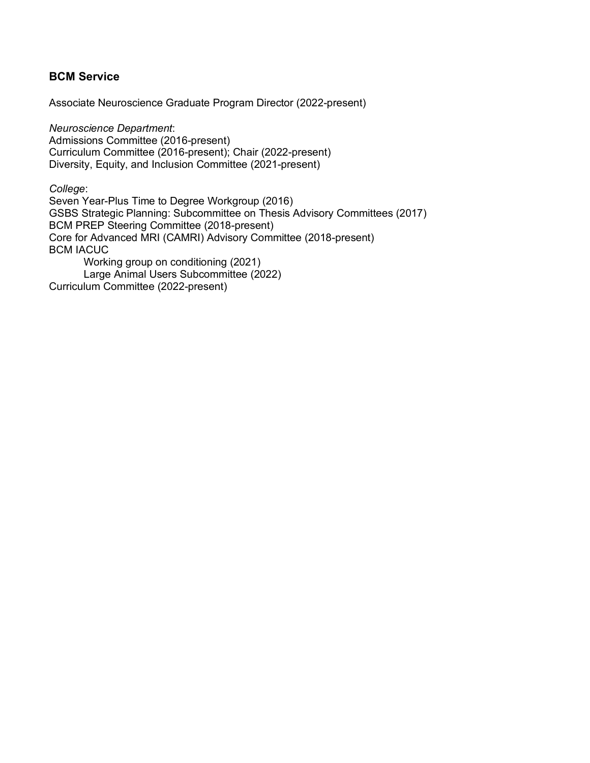## BCM Service

Associate Neuroscience Graduate Program Director (2022-present)

*Neuroscience Department*:
Admissions Committee (2016-present)
Curriculum Committee (2016-present); Chair (2022-present)
Diversity, Equity, and Inclusion Committee (2021-present)

*College*:
Seven Year-Plus Time to Degree Workgroup (2016)
GSBS Strategic Planning: Subcommittee on Thesis Advisory Committees (2017)
BCM PREP Steering Committee (2018-present)
Core for Advanced MRI (CAMRI) Advisory Committee (2018-present)
BCM IACUC

- Working group on conditioning (2021)
- Large Animal Users Subcommittee (2022)

Curriculum Committee (2022-present)